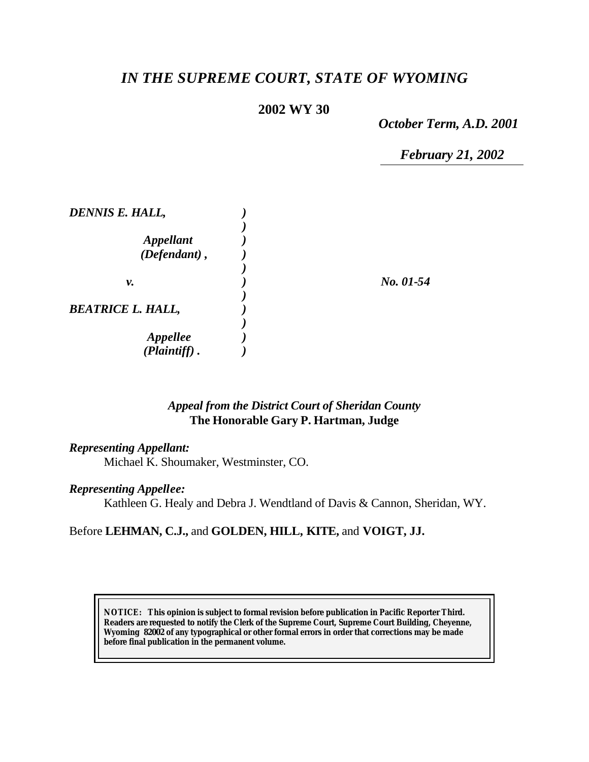# *IN THE SUPREME COURT, STATE OF WYOMING*

**2002 WY 30**

*October Term, A.D. 2001*

*February 21, 2002*

| | | |
|---|---|---|
| ***DENNIS E. HALL,*** | ***)*** | |
| | ***)*** | |
| ***Appellant*** | ***)*** | |
| ***(Defendant) ,*** | ***)*** | |
| | ***)*** | |
| ***v.*** | ***)*** | ***No. 01-54*** |
| | ***)*** | |
| ***BEATRICE L. HALL,*** | ***)*** | |
| | ***)*** | |
| ***Appellee*** | ***)*** | |
| ***(Plaintiff) .*** | ***)*** | |

*Appeal from the District Court of Sheridan County*
**The Honorable Gary P. Hartman, Judge**

***Representing Appellant:***
Michael K. Shoumaker, Westminster, CO.

***Representing Appellee:***
Kathleen G. Healy and Debra J. Wendtland of Davis & Cannon, Sheridan, WY.

Before **LEHMAN, C.J.,** and **GOLDEN, HILL, KITE,** and **VOIGT, JJ.**

**NOTICE: This opinion is subject to formal revision before publication in Pacific Reporter Third. Readers are requested to notify the Clerk of the Supreme Court, Supreme Court Building, Cheyenne, Wyoming 82002 of any typographical or other formal errors in order that corrections may be made before final publication in the permanent volume.**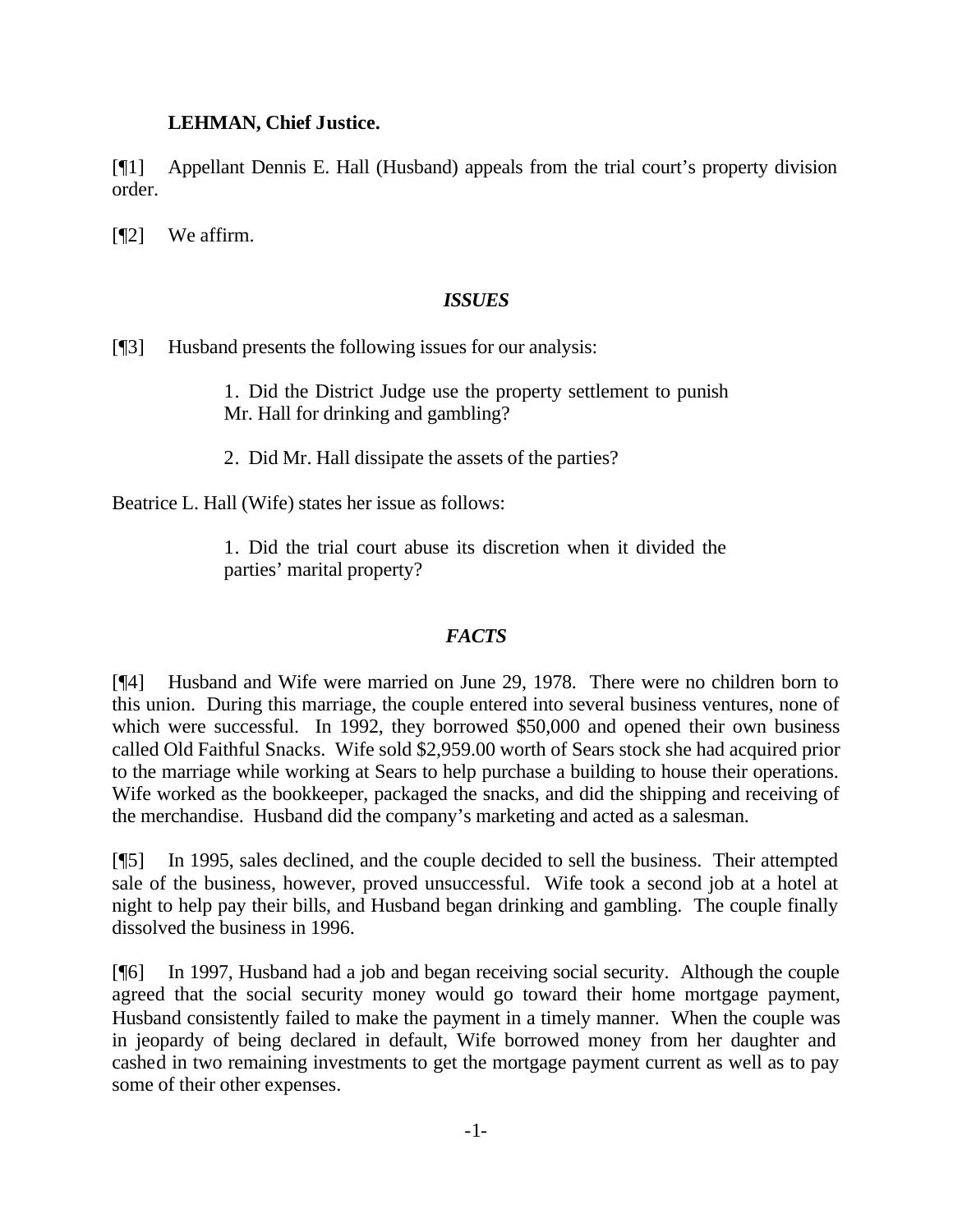**LEHMAN, Chief Justice.**

[¶1] Appellant Dennis E. Hall (Husband) appeals from the trial court's property division order.

[¶2] We affirm.

## *ISSUES*

[¶3] Husband presents the following issues for our analysis:

> 1. Did the District Judge use the property settlement to punish Mr. Hall for drinking and gambling?
>
> 2. Did Mr. Hall dissipate the assets of the parties?

Beatrice L. Hall (Wife) states her issue as follows:

> 1. Did the trial court abuse its discretion when it divided the parties' marital property?

## *FACTS*

[¶4] Husband and Wife were married on June 29, 1978. There were no children born to this union. During this marriage, the couple entered into several business ventures, none of which were successful. In 1992, they borrowed $50,000 and opened their own business called Old Faithful Snacks. Wife sold $2,959.00 worth of Sears stock she had acquired prior to the marriage while working at Sears to help purchase a building to house their operations. Wife worked as the bookkeeper, packaged the snacks, and did the shipping and receiving of the merchandise. Husband did the company's marketing and acted as a salesman.

[¶5] In 1995, sales declined, and the couple decided to sell the business. Their attempted sale of the business, however, proved unsuccessful. Wife took a second job at a hotel at night to help pay their bills, and Husband began drinking and gambling. The couple finally dissolved the business in 1996.

[¶6] In 1997, Husband had a job and began receiving social security. Although the couple agreed that the social security money would go toward their home mortgage payment, Husband consistently failed to make the payment in a timely manner. When the couple was in jeopardy of being declared in default, Wife borrowed money from her daughter and cashed in two remaining investments to get the mortgage payment current as well as to pay some of their other expenses.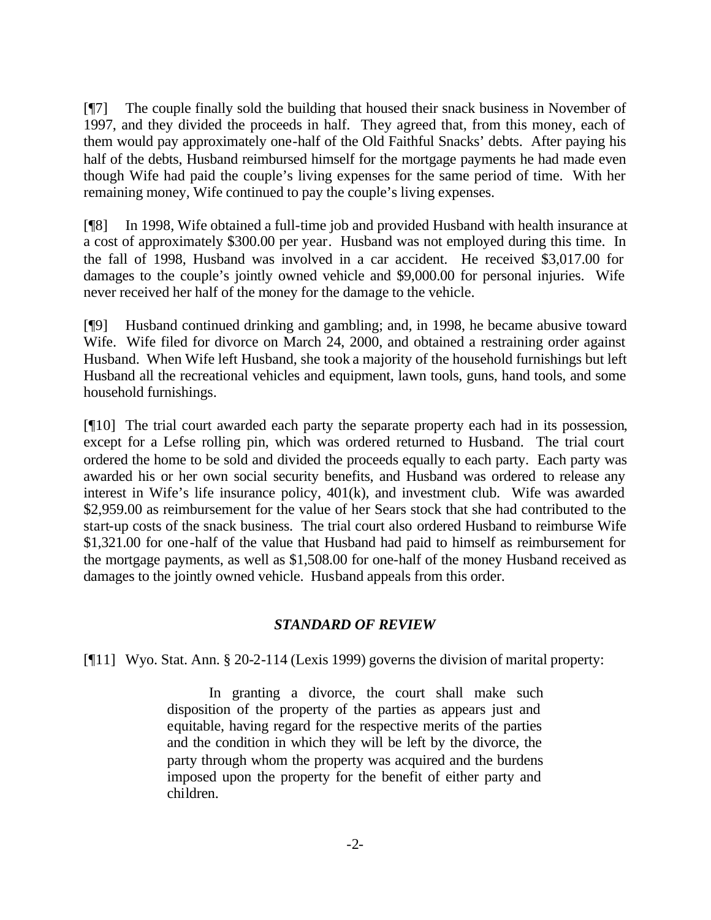[¶7] The couple finally sold the building that housed their snack business in November of 1997, and they divided the proceeds in half. They agreed that, from this money, each of them would pay approximately one-half of the Old Faithful Snacks' debts. After paying his half of the debts, Husband reimbursed himself for the mortgage payments he had made even though Wife had paid the couple's living expenses for the same period of time. With her remaining money, Wife continued to pay the couple's living expenses.

[¶8] In 1998, Wife obtained a full-time job and provided Husband with health insurance at a cost of approximately $300.00 per year. Husband was not employed during this time. In the fall of 1998, Husband was involved in a car accident. He received $3,017.00 for damages to the couple's jointly owned vehicle and $9,000.00 for personal injuries. Wife never received her half of the money for the damage to the vehicle.

[¶9] Husband continued drinking and gambling; and, in 1998, he became abusive toward Wife. Wife filed for divorce on March 24, 2000, and obtained a restraining order against Husband. When Wife left Husband, she took a majority of the household furnishings but left Husband all the recreational vehicles and equipment, lawn tools, guns, hand tools, and some household furnishings.

[¶10] The trial court awarded each party the separate property each had in its possession, except for a Lefse rolling pin, which was ordered returned to Husband. The trial court ordered the home to be sold and divided the proceeds equally to each party. Each party was awarded his or her own social security benefits, and Husband was ordered to release any interest in Wife's life insurance policy, 401(k), and investment club. Wife was awarded $2,959.00 as reimbursement for the value of her Sears stock that she had contributed to the start-up costs of the snack business. The trial court also ordered Husband to reimburse Wife $1,321.00 for one-half of the value that Husband had paid to himself as reimbursement for the mortgage payments, as well as $1,508.00 for one-half of the money Husband received as damages to the jointly owned vehicle. Husband appeals from this order.

### *STANDARD OF REVIEW*

[¶11] Wyo. Stat. Ann. § 20-2-114 (Lexis 1999) governs the division of marital property:

> In granting a divorce, the court shall make such disposition of the property of the parties as appears just and equitable, having regard for the respective merits of the parties and the condition in which they will be left by the divorce, the party through whom the property was acquired and the burdens imposed upon the property for the benefit of either party and children.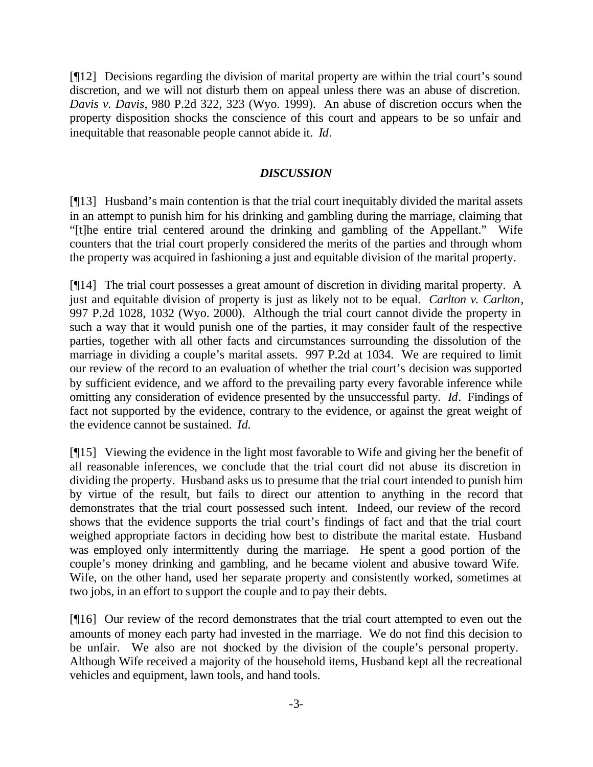[¶12] Decisions regarding the division of marital property are within the trial court's sound discretion, and we will not disturb them on appeal unless there was an abuse of discretion. *Davis v. Davis*, 980 P.2d 322, 323 (Wyo. 1999). An abuse of discretion occurs when the property disposition shocks the conscience of this court and appears to be so unfair and inequitable that reasonable people cannot abide it. *Id*.

## *DISCUSSION*

[¶13] Husband's main contention is that the trial court inequitably divided the marital assets in an attempt to punish him for his drinking and gambling during the marriage, claiming that "[t]he entire trial centered around the drinking and gambling of the Appellant." Wife counters that the trial court properly considered the merits of the parties and through whom the property was acquired in fashioning a just and equitable division of the marital property.

[¶14] The trial court possesses a great amount of discretion in dividing marital property. A just and equitable division of property is just as likely not to be equal. *Carlton v. Carlton*, 997 P.2d 1028, 1032 (Wyo. 2000). Although the trial court cannot divide the property in such a way that it would punish one of the parties, it may consider fault of the respective parties, together with all other facts and circumstances surrounding the dissolution of the marriage in dividing a couple's marital assets. 997 P.2d at 1034. We are required to limit our review of the record to an evaluation of whether the trial court's decision was supported by sufficient evidence, and we afford to the prevailing party every favorable inference while omitting any consideration of evidence presented by the unsuccessful party. *Id*. Findings of fact not supported by the evidence, contrary to the evidence, or against the great weight of the evidence cannot be sustained. *Id.*

[¶15] Viewing the evidence in the light most favorable to Wife and giving her the benefit of all reasonable inferences, we conclude that the trial court did not abuse its discretion in dividing the property. Husband asks us to presume that the trial court intended to punish him by virtue of the result, but fails to direct our attention to anything in the record that demonstrates that the trial court possessed such intent. Indeed, our review of the record shows that the evidence supports the trial court's findings of fact and that the trial court weighed appropriate factors in deciding how best to distribute the marital estate. Husband was employed only intermittently during the marriage. He spent a good portion of the couple's money drinking and gambling, and he became violent and abusive toward Wife. Wife, on the other hand, used her separate property and consistently worked, sometimes at two jobs, in an effort to support the couple and to pay their debts.

[¶16] Our review of the record demonstrates that the trial court attempted to even out the amounts of money each party had invested in the marriage. We do not find this decision to be unfair. We also are not shocked by the division of the couple's personal property. Although Wife received a majority of the household items, Husband kept all the recreational vehicles and equipment, lawn tools, and hand tools.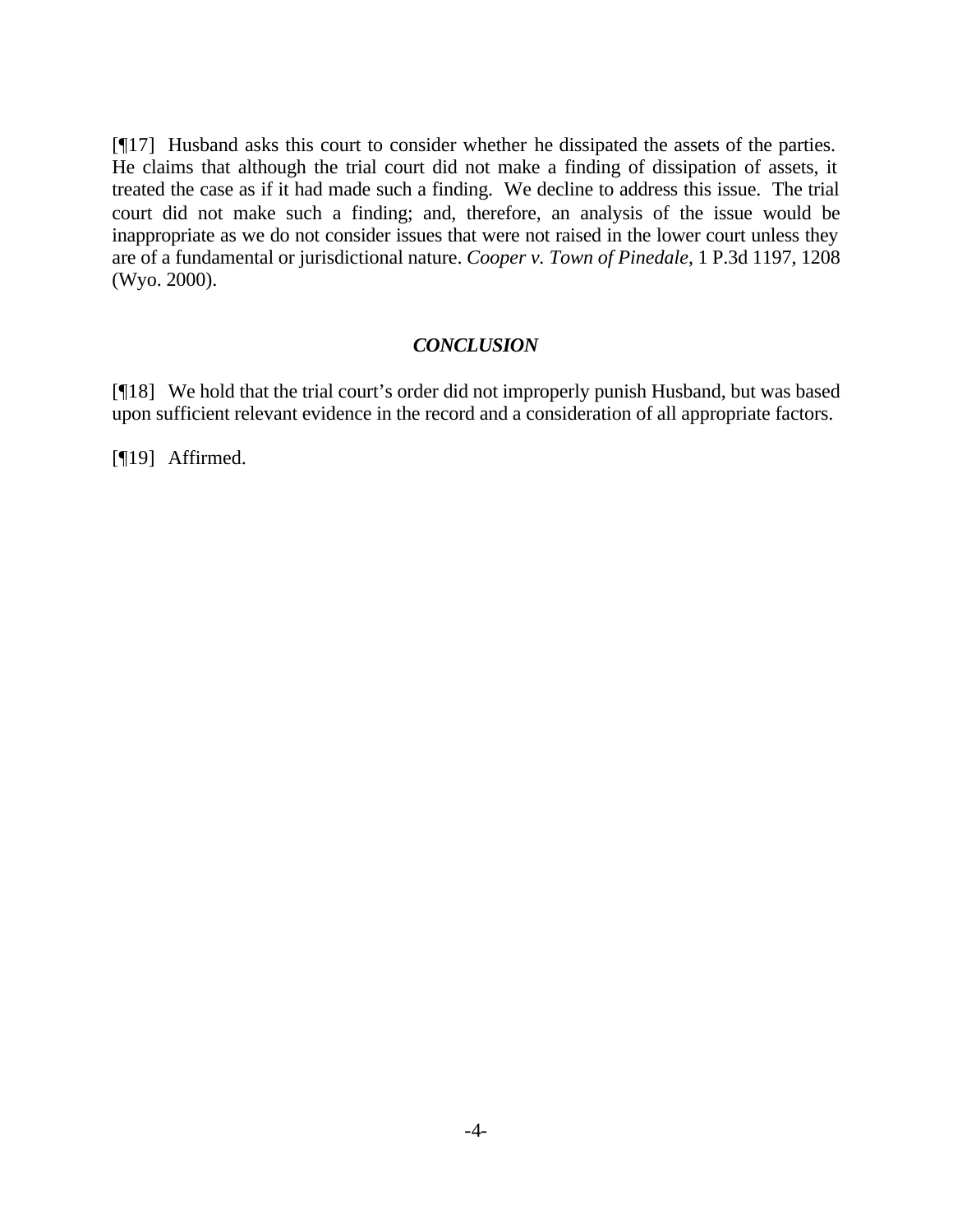[¶17] Husband asks this court to consider whether he dissipated the assets of the parties. He claims that although the trial court did not make a finding of dissipation of assets, it treated the case as if it had made such a finding. We decline to address this issue. The trial court did not make such a finding; and, therefore, an analysis of the issue would be inappropriate as we do not consider issues that were not raised in the lower court unless they are of a fundamental or jurisdictional nature. *Cooper v. Town of Pinedale*, 1 P.3d 1197, 1208 (Wyo. 2000).

## *CONCLUSION*

[¶18] We hold that the trial court's order did not improperly punish Husband, but was based upon sufficient relevant evidence in the record and a consideration of all appropriate factors.

[¶19] Affirmed.